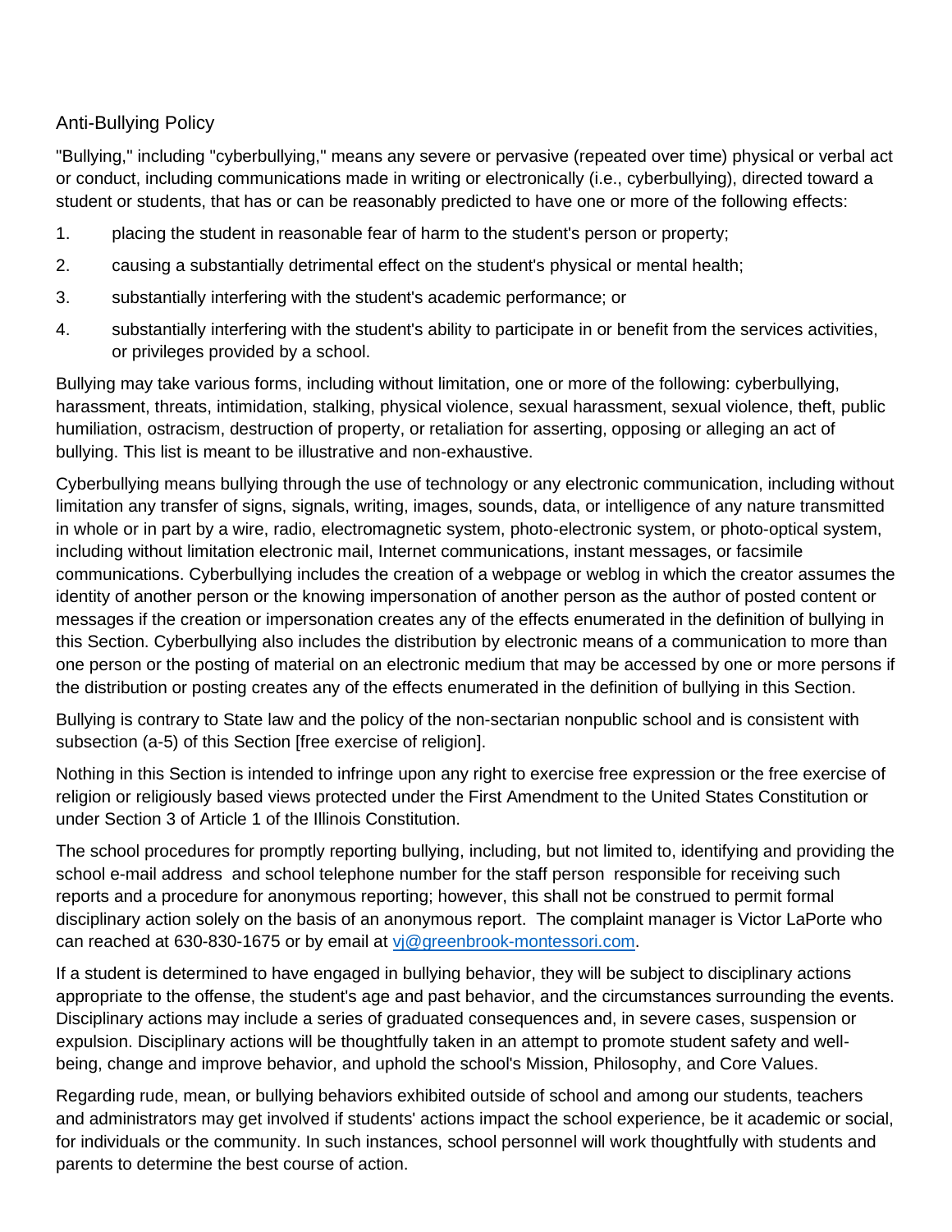# Anti-Bullying Policy

"Bullying," including "cyberbullying," means any severe or pervasive (repeated over time) physical or verbal act or conduct, including communications made in writing or electronically (i.e., cyberbullying), directed toward a student or students, that has or can be reasonably predicted to have one or more of the following effects:

1. placing the student in reasonable fear of harm to the student's person or property;
2. causing a substantially detrimental effect on the student's physical or mental health;
3. substantially interfering with the student's academic performance; or
4. substantially interfering with the student's ability to participate in or benefit from the services activities, or privileges provided by a school.

Bullying may take various forms, including without limitation, one or more of the following: cyberbullying, harassment, threats, intimidation, stalking, physical violence, sexual harassment, sexual violence, theft, public humiliation, ostracism, destruction of property, or retaliation for asserting, opposing or alleging an act of bullying. This list is meant to be illustrative and non-exhaustive.

Cyberbullying means bullying through the use of technology or any electronic communication, including without limitation any transfer of signs, signals, writing, images, sounds, data, or intelligence of any nature transmitted in whole or in part by a wire, radio, electromagnetic system, photo-electronic system, or photo-optical system, including without limitation electronic mail, Internet communications, instant messages, or facsimile communications. Cyberbullying includes the creation of a webpage or weblog in which the creator assumes the identity of another person or the knowing impersonation of another person as the author of posted content or messages if the creation or impersonation creates any of the effects enumerated in the definition of bullying in this Section. Cyberbullying also includes the distribution by electronic means of a communication to more than one person or the posting of material on an electronic medium that may be accessed by one or more persons if the distribution or posting creates any of the effects enumerated in the definition of bullying in this Section.

Bullying is contrary to State law and the policy of the non-sectarian nonpublic school and is consistent with subsection (a-5) of this Section [free exercise of religion].

Nothing in this Section is intended to infringe upon any right to exercise free expression or the free exercise of religion or religiously based views protected under the First Amendment to the United States Constitution or under Section 3 of Article 1 of the Illinois Constitution.

The school procedures for promptly reporting bullying, including, but not limited to, identifying and providing the school e-mail address and school telephone number for the staff person responsible for receiving such reports and a procedure for anonymous reporting; however, this shall not be construed to permit formal disciplinary action solely on the basis of an anonymous report. The complaint manager is Victor LaPorte who can reached at 630-830-1675 or by email at [vj@greenbrook-montessori.com](mailto:vj@greenbrook-montessori.com).

If a student is determined to have engaged in bullying behavior, they will be subject to disciplinary actions appropriate to the offense, the student's age and past behavior, and the circumstances surrounding the events. Disciplinary actions may include a series of graduated consequences and, in severe cases, suspension or expulsion. Disciplinary actions will be thoughtfully taken in an attempt to promote student safety and well-being, change and improve behavior, and uphold the school's Mission, Philosophy, and Core Values.

Regarding rude, mean, or bullying behaviors exhibited outside of school and among our students, teachers and administrators may get involved if students' actions impact the school experience, be it academic or social, for individuals or the community. In such instances, school personnel will work thoughtfully with students and parents to determine the best course of action.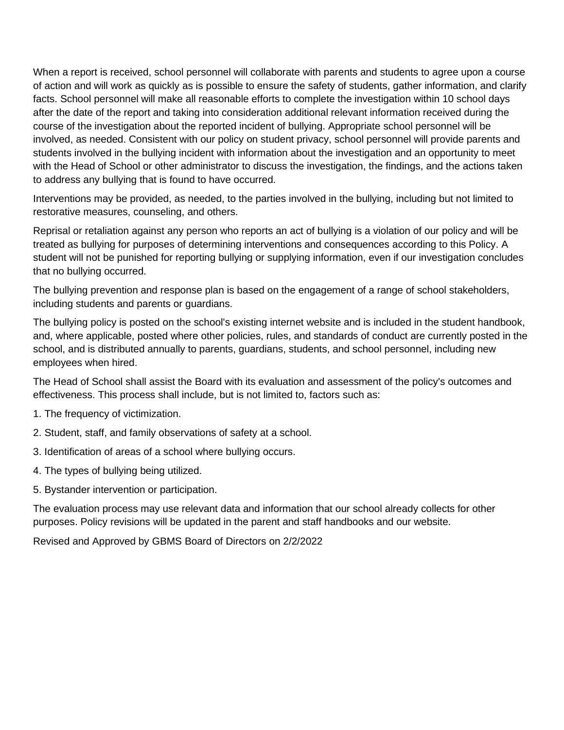When a report is received, school personnel will collaborate with parents and students to agree upon a course of action and will work as quickly as is possible to ensure the safety of students, gather information, and clarify facts. School personnel will make all reasonable efforts to complete the investigation within 10 school days after the date of the report and taking into consideration additional relevant information received during the course of the investigation about the reported incident of bullying. Appropriate school personnel will be involved, as needed. Consistent with our policy on student privacy, school personnel will provide parents and students involved in the bullying incident with information about the investigation and an opportunity to meet with the Head of School or other administrator to discuss the investigation, the findings, and the actions taken to address any bullying that is found to have occurred.

Interventions may be provided, as needed, to the parties involved in the bullying, including but not limited to restorative measures, counseling, and others.

Reprisal or retaliation against any person who reports an act of bullying is a violation of our policy and will be treated as bullying for purposes of determining interventions and consequences according to this Policy. A student will not be punished for reporting bullying or supplying information, even if our investigation concludes that no bullying occurred.

The bullying prevention and response plan is based on the engagement of a range of school stakeholders, including students and parents or guardians.

The bullying policy is posted on the school's existing internet website and is included in the student handbook, and, where applicable, posted where other policies, rules, and standards of conduct are currently posted in the school, and is distributed annually to parents, guardians, students, and school personnel, including new employees when hired.

The Head of School shall assist the Board with its evaluation and assessment of the policy's outcomes and effectiveness. This process shall include, but is not limited to, factors such as:

1. The frequency of victimization.
2. Student, staff, and family observations of safety at a school.
3. Identification of areas of a school where bullying occurs.
4. The types of bullying being utilized.
5. Bystander intervention or participation.

The evaluation process may use relevant data and information that our school already collects for other purposes. Policy revisions will be updated in the parent and staff handbooks and our website.

Revised and Approved by GBMS Board of Directors on 2/2/2022